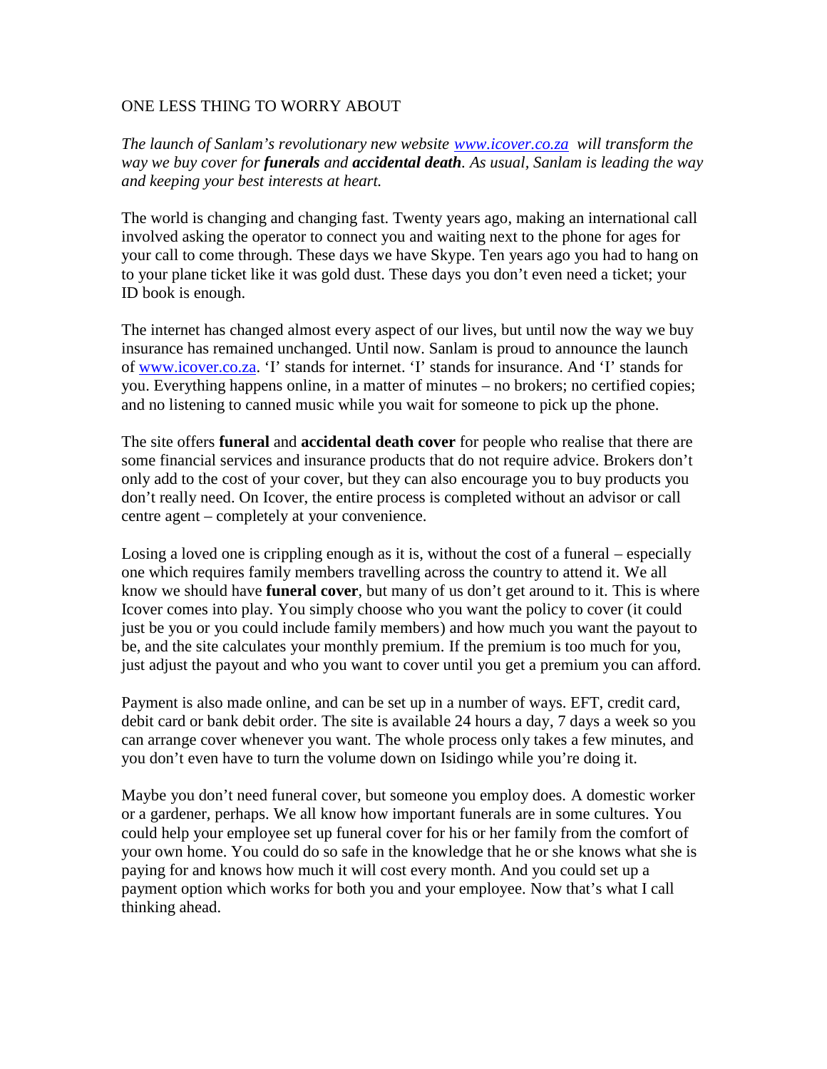# ONE LESS THING TO WORRY ABOUT

*The launch of Sanlam's revolutionary new website [www.icover.co.za](http://www.icover.co.za) will transform the way we buy cover for* ***funerals*** *and* ***accidental death****. As usual, Sanlam is leading the way and keeping your best interests at heart.*

The world is changing and changing fast. Twenty years ago, making an international call involved asking the operator to connect you and waiting next to the phone for ages for your call to come through. These days we have Skype. Ten years ago you had to hang on to your plane ticket like it was gold dust. These days you don't even need a ticket; your ID book is enough.

The internet has changed almost every aspect of our lives, but until now the way we buy insurance has remained unchanged. Until now. Sanlam is proud to announce the launch of [www.icover.co.za](http://www.icover.co.za). 'I' stands for internet. 'I' stands for insurance. And 'I' stands for you. Everything happens online, in a matter of minutes – no brokers; no certified copies; and no listening to canned music while you wait for someone to pick up the phone.

The site offers **funeral** and **accidental death cover** for people who realise that there are some financial services and insurance products that do not require advice. Brokers don't only add to the cost of your cover, but they can also encourage you to buy products you don't really need. On Icover, the entire process is completed without an advisor or call centre agent – completely at your convenience.

Losing a loved one is crippling enough as it is, without the cost of a funeral – especially one which requires family members travelling across the country to attend it. We all know we should have **funeral cover**, but many of us don't get around to it. This is where Icover comes into play. You simply choose who you want the policy to cover (it could just be you or you could include family members) and how much you want the payout to be, and the site calculates your monthly premium. If the premium is too much for you, just adjust the payout and who you want to cover until you get a premium you can afford.

Payment is also made online, and can be set up in a number of ways. EFT, credit card, debit card or bank debit order. The site is available 24 hours a day, 7 days a week so you can arrange cover whenever you want. The whole process only takes a few minutes, and you don't even have to turn the volume down on Isidingo while you're doing it.

Maybe you don't need funeral cover, but someone you employ does. A domestic worker or a gardener, perhaps. We all know how important funerals are in some cultures. You could help your employee set up funeral cover for his or her family from the comfort of your own home. You could do so safe in the knowledge that he or she knows what she is paying for and knows how much it will cost every month. And you could set up a payment option which works for both you and your employee. Now that's what I call thinking ahead.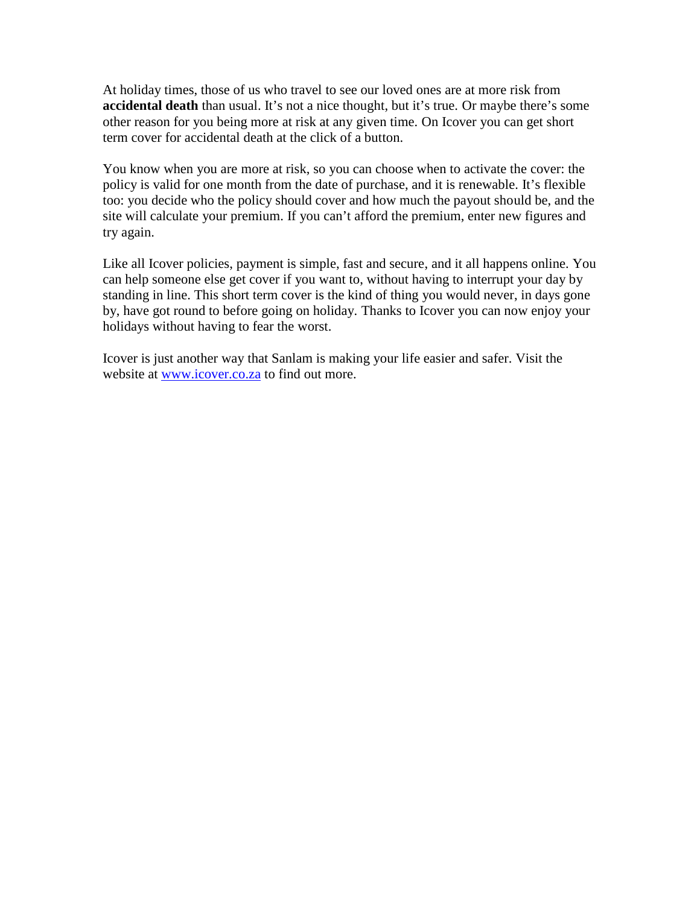At holiday times, those of us who travel to see our loved ones are at more risk from **accidental death** than usual. It's not a nice thought, but it's true. Or maybe there's some other reason for you being more at risk at any given time. On Icover you can get short term cover for accidental death at the click of a button.

You know when you are more at risk, so you can choose when to activate the cover: the policy is valid for one month from the date of purchase, and it is renewable. It's flexible too: you decide who the policy should cover and how much the payout should be, and the site will calculate your premium. If you can't afford the premium, enter new figures and try again.

Like all Icover policies, payment is simple, fast and secure, and it all happens online. You can help someone else get cover if you want to, without having to interrupt your day by standing in line. This short term cover is the kind of thing you would never, in days gone by, have got round to before going on holiday. Thanks to Icover you can now enjoy your holidays without having to fear the worst.

Icover is just another way that Sanlam is making your life easier and safer. Visit the website at [www.icover.co.za](http://www.icover.co.za) to find out more.